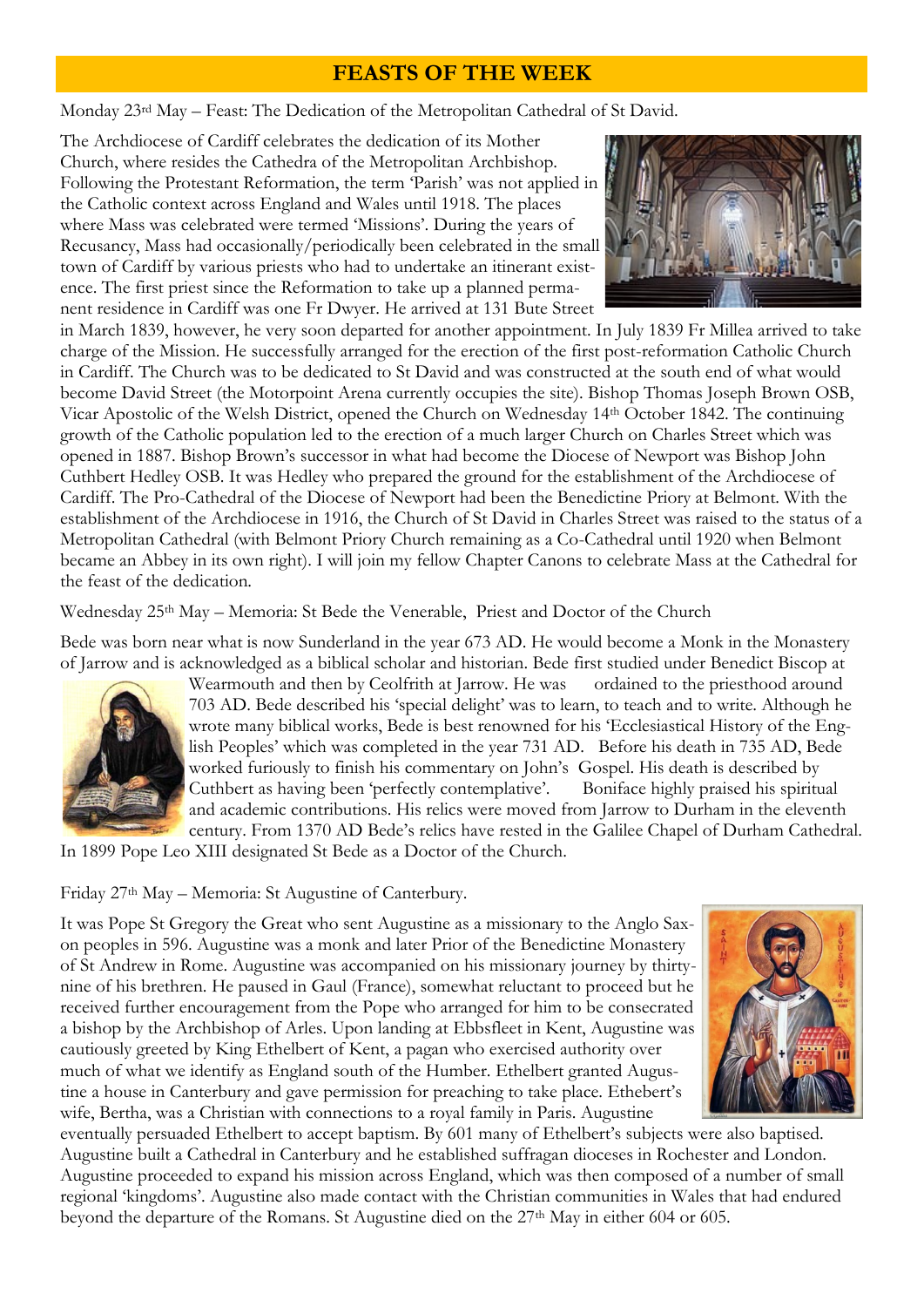# FEASTS OF THE WEEK

Monday 23rd May – Feast: The Dedication of the Metropolitan Cathedral of St David.

The Archdiocese of Cardiff celebrates the dedication of its Mother Church, where resides the Cathedra of the Metropolitan Archbishop. Following the Protestant Reformation, the term 'Parish' was not applied in the Catholic context across England and Wales until 1918. The places where Mass was celebrated were termed 'Missions'. During the years of Recusancy, Mass had occasionally/periodically been celebrated in the small town of Cardiff by various priests who had to undertake an itinerant existence. The first priest since the Reformation to take up a planned permanent residence in Cardiff was one Fr Dwyer. He arrived at 131 Bute Street in March 1839, however, he very soon departed for another appointment. In July 1839 Fr Millea arrived to take charge of the Mission. He successfully arranged for the erection of the first post-reformation Catholic Church in Cardiff. The Church was to be dedicated to St David and was constructed at the south end of what would become David Street (the Motorpoint Arena currently occupies the site). Bishop Thomas Joseph Brown OSB, Vicar Apostolic of the Welsh District, opened the Church on Wednesday 14th October 1842. The continuing growth of the Catholic population led to the erection of a much larger Church on Charles Street which was opened in 1887. Bishop Brown's successor in what had become the Diocese of Newport was Bishop John Cuthbert Hedley OSB. It was Hedley who prepared the ground for the establishment of the Archdiocese of Cardiff. The Pro-Cathedral of the Diocese of Newport had been the Benedictine Priory at Belmont. With the establishment of the Archdiocese in 1916, the Church of St David in Charles Street was raised to the status of a Metropolitan Cathedral (with Belmont Priory Church remaining as a Co-Cathedral until 1920 when Belmont became an Abbey in its own right). I will join my fellow Chapter Canons to celebrate Mass at the Cathedral for the feast of the dedication.

Wednesday 25th May – Memoria: St Bede the Venerable, Priest and Doctor of the Church

Bede was born near what is now Sunderland in the year 673 AD. He would become a Monk in the Monastery of Jarrow and is acknowledged as a biblical scholar and historian. Bede first studied under Benedict Biscop at Wearmouth and then by Ceolfrith at Jarrow. He was ordained to the priesthood around 703 AD. Bede described his 'special delight' was to learn, to teach and to write. Although he wrote many biblical works, Bede is best renowned for his 'Ecclesiastical History of the English Peoples' which was completed in the year 731 AD. Before his death in 735 AD, Bede worked furiously to finish his commentary on John's Gospel. His death is described by Cuthbert as having been 'perfectly contemplative'. Boniface highly praised his spiritual and academic contributions. His relics were moved from Jarrow to Durham in the eleventh century. From 1370 AD Bede's relics have rested in the Galilee Chapel of Durham Cathedral. In 1899 Pope Leo XIII designated St Bede as a Doctor of the Church.

Friday 27th May – Memoria: St Augustine of Canterbury.

It was Pope St Gregory the Great who sent Augustine as a missionary to the Anglo Saxon peoples in 596. Augustine was a monk and later Prior of the Benedictine Monastery of St Andrew in Rome. Augustine was accompanied on his missionary journey by thirty-nine of his brethren. He paused in Gaul (France), somewhat reluctant to proceed but he received further encouragement from the Pope who arranged for him to be consecrated a bishop by the Archbishop of Arles. Upon landing at Ebbsfleet in Kent, Augustine was cautiously greeted by King Ethelbert of Kent, a pagan who exercised authority over much of what we identify as England south of the Humber. Ethelbert granted Augustine a house in Canterbury and gave permission for preaching to take place. Ethebert's wife, Bertha, was a Christian with connections to a royal family in Paris. Augustine eventually persuaded Ethelbert to accept baptism. By 601 many of Ethelbert's subjects were also baptised. Augustine built a Cathedral in Canterbury and he established suffragan dioceses in Rochester and London. Augustine proceeded to expand his mission across England, which was then composed of a number of small regional 'kingdoms'. Augustine also made contact with the Christian communities in Wales that had endured beyond the departure of the Romans. St Augustine died on the 27th May in either 604 or 605.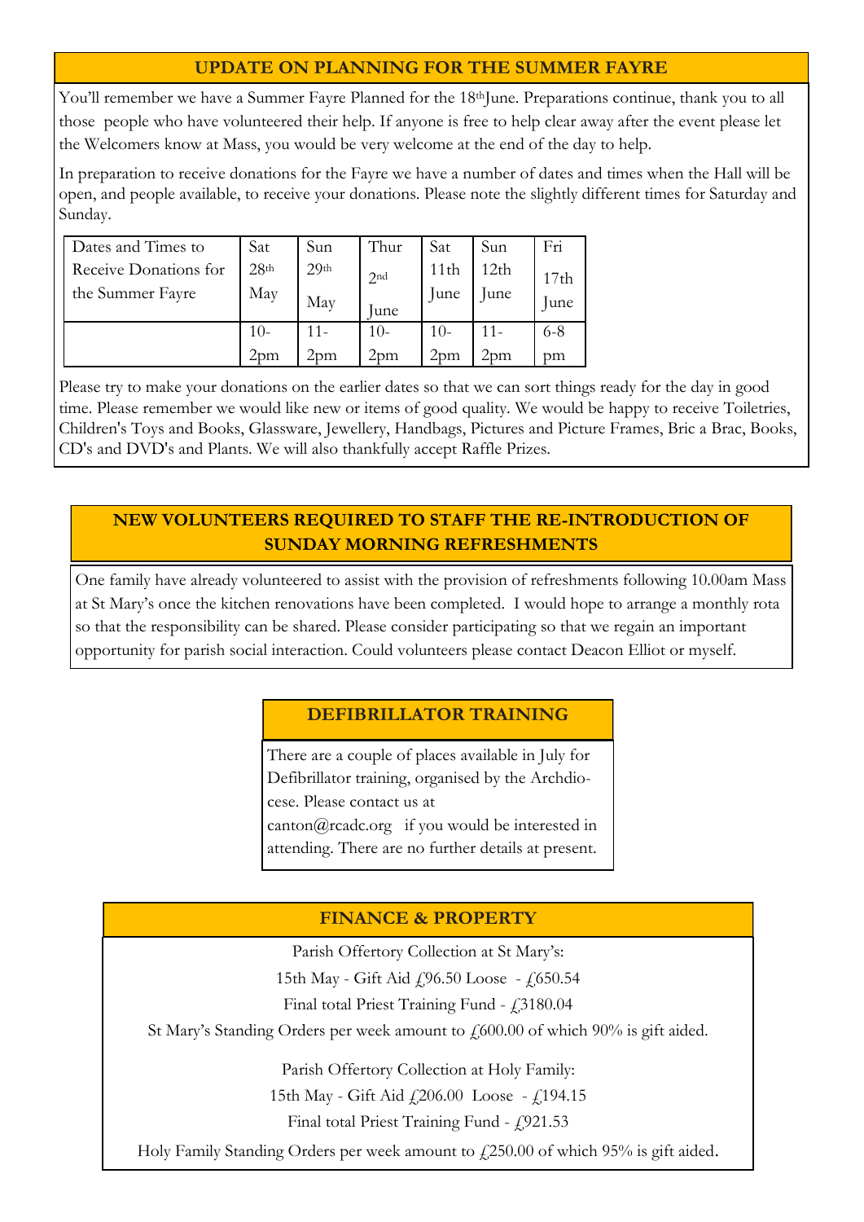## UPDATE ON PLANNING FOR THE SUMMER FAYRE

You'll remember we have a Summer Fayre Planned for the 18th June. Preparations continue, thank you to all those people who have volunteered their help. If anyone is free to help clear away after the event please let the Welcomers know at Mass, you would be very welcome at the end of the day to help.

In preparation to receive donations for the Fayre we have a number of dates and times when the Hall will be open, and people available, to receive your donations. Please note the slightly different times for Saturday and Sunday.

| Dates and Times to Receive Donations for the Summer Fayre | Sat 28th May | Sun 29th May | Thur 2nd June | Sat 11th June | Sun 12th June | Fri 17th June |
|---|---|---|---|---|---|---|
| | 10-2pm | 11-2pm | 10-2pm | 10-2pm | 11-2pm | 6-8 pm |

Please try to make your donations on the earlier dates so that we can sort things ready for the day in good time. Please remember we would like new or items of good quality. We would be happy to receive Toiletries, Children's Toys and Books, Glassware, Jewellery, Handbags, Pictures and Picture Frames, Bric a Brac, Books, CD's and DVD's and Plants. We will also thankfully accept Raffle Prizes.

## NEW VOLUNTEERS REQUIRED TO STAFF THE RE-INTRODUCTION OF SUNDAY MORNING REFRESHMENTS

One family have already volunteered to assist with the provision of refreshments following 10.00am Mass at St Mary's once the kitchen renovations have been completed. I would hope to arrange a monthly rota so that the responsibility can be shared. Please consider participating so that we regain an important opportunity for parish social interaction. Could volunteers please contact Deacon Elliot or myself.

## DEFIBRILLATOR TRAINING

There are a couple of places available in July for Defibrillator training, organised by the Archdiocese. Please contact us at canton@rcadc.org if you would be interested in attending. There are no further details at present.

## FINANCE & PROPERTY

Parish Offertory Collection at St Mary's:

15th May - Gift Aid £96.50 Loose - £650.54

Final total Priest Training Fund - £3180.04

St Mary's Standing Orders per week amount to £600.00 of which 90% is gift aided.

Parish Offertory Collection at Holy Family:

15th May - Gift Aid £206.00 Loose - £194.15

Final total Priest Training Fund - £921.53

Holy Family Standing Orders per week amount to £250.00 of which 95% is gift aided.